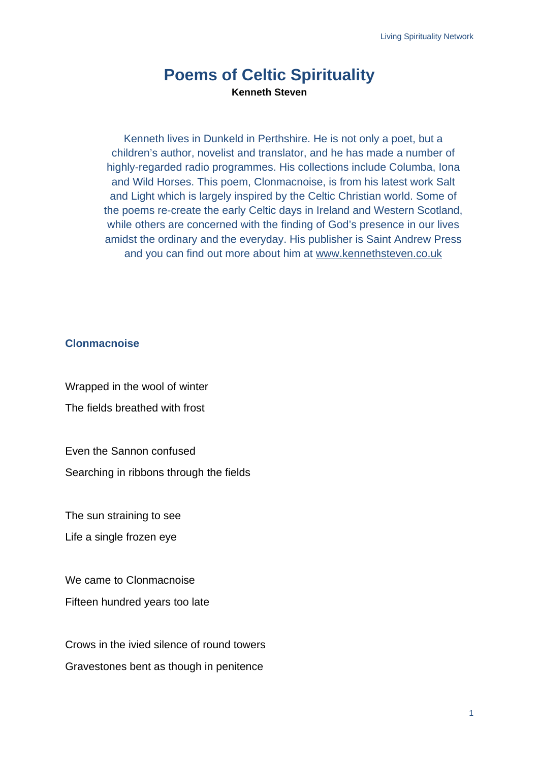# Poems of Celtic Spirituality

**Kenneth Steven**

Kenneth lives in Dunkeld in Perthshire. He is not only a poet, but a children's author, novelist and translator, and he has made a number of highly-regarded radio programmes. His collections include Columba, Iona and Wild Horses. This poem, Clonmacnoise, is from his latest work Salt and Light which is largely inspired by the Celtic Christian world. Some of the poems re-create the early Celtic days in Ireland and Western Scotland, while others are concerned with the finding of God's presence in our lives amidst the ordinary and the everyday. His publisher is Saint Andrew Press and you can find out more about him at www.kennethsteven.co.uk

## Clonmacnoise

Wrapped in the wool of winter

The fields breathed with frost

Even the Sannon confused

Searching in ribbons through the fields

The sun straining to see

Life a single frozen eye

We came to Clonmacnoise

Fifteen hundred years too late

Crows in the ivied silence of round towers

Gravestones bent as though in penitence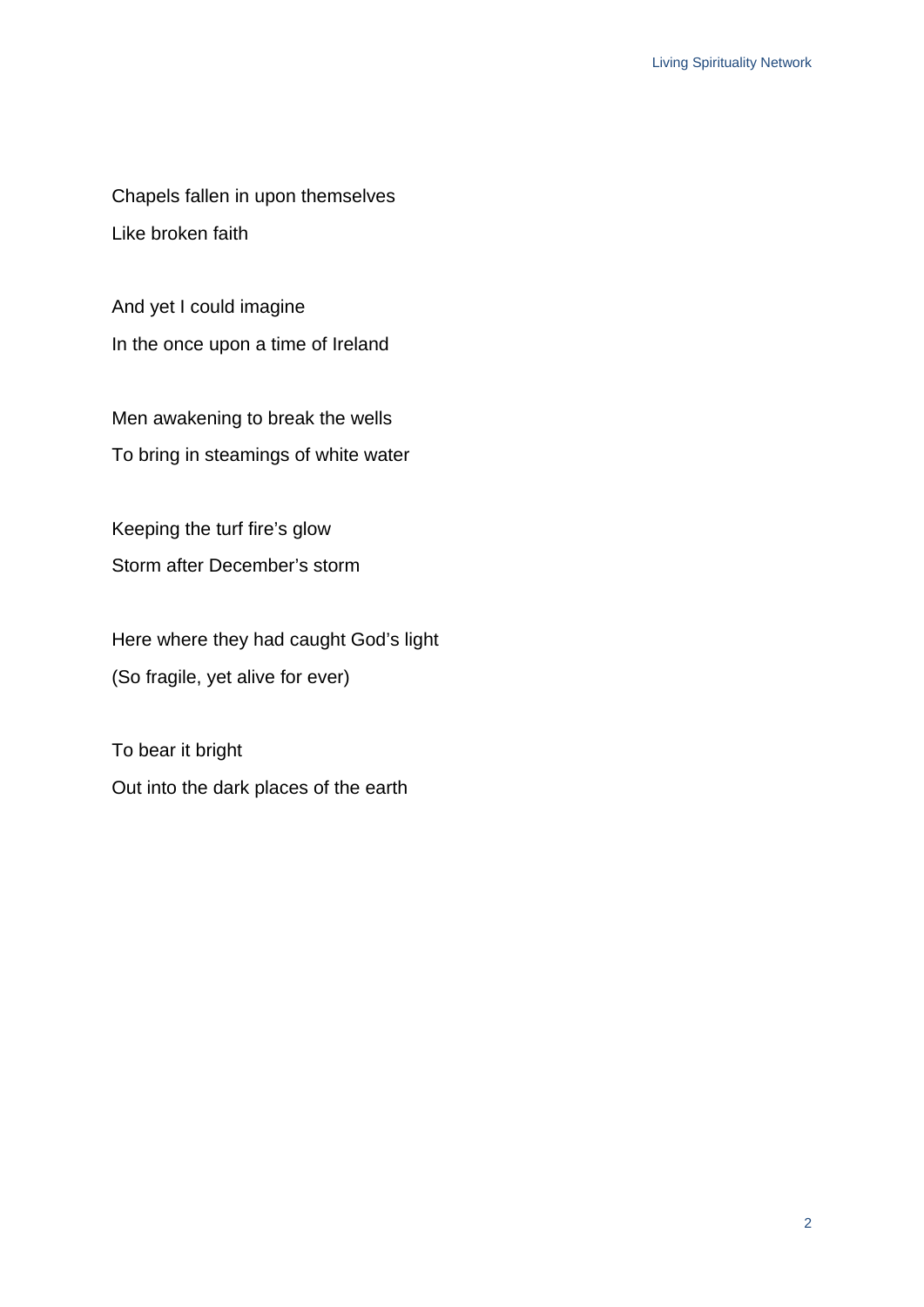Chapels fallen in upon themselves  
Like broken faith

And yet I could imagine  
In the once upon a time of Ireland

Men awakening to break the wells  
To bring in steamings of white water

Keeping the turf fire's glow  
Storm after December's storm

Here where they had caught God's light  
(So fragile, yet alive for ever)

To bear it bright  
Out into the dark places of the earth